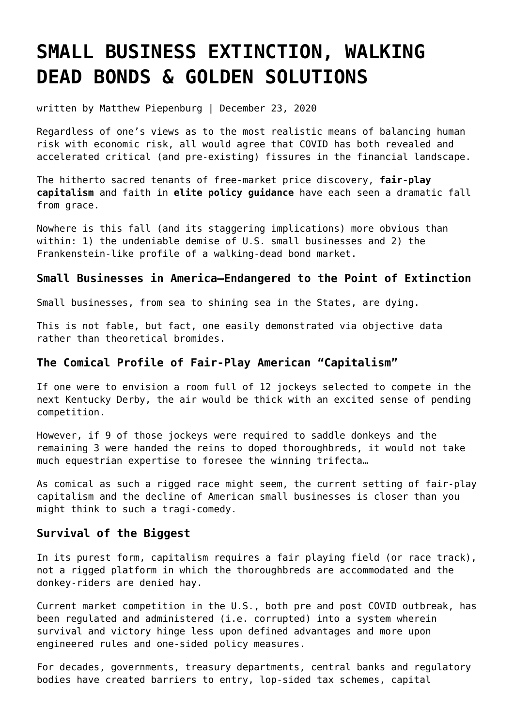# SMALL BUSINESS EXTINCTION, WALKING DEAD BONDS & GOLDEN SOLUTIONS

written by Matthew Piepenburg | December 23, 2020

Regardless of one's views as to the most realistic means of balancing human risk with economic risk, all would agree that COVID has both revealed and accelerated critical (and pre-existing) fissures in the financial landscape.

The hitherto sacred tenants of free-market price discovery, **fair-play capitalism** and faith in **elite policy guidance** have each seen a dramatic fall from grace.

Nowhere is this fall (and its staggering implications) more obvious than within: 1) the undeniable demise of U.S. small businesses and 2) the Frankenstein-like profile of a walking-dead bond market.

### Small Businesses in America—Endangered to the Point of Extinction

Small businesses, from sea to shining sea in the States, are dying.

This is not fable, but fact, one easily demonstrated via objective data rather than theoretical bromides.

### The Comical Profile of Fair-Play American "Capitalism"

If one were to envision a room full of 12 jockeys selected to compete in the next Kentucky Derby, the air would be thick with an excited sense of pending competition.

However, if 9 of those jockeys were required to saddle donkeys and the remaining 3 were handed the reins to doped thoroughbreds, it would not take much equestrian expertise to foresee the winning trifecta…

As comical as such a rigged race might seem, the current setting of fair-play capitalism and the decline of American small businesses is closer than you might think to such a tragi-comedy.

### Survival of the Biggest

In its purest form, capitalism requires a fair playing field (or race track), not a rigged platform in which the thoroughbreds are accommodated and the donkey-riders are denied hay.

Current market competition in the U.S., both pre and post COVID outbreak, has been regulated and administered (i.e. corrupted) into a system wherein survival and victory hinge less upon defined advantages and more upon engineered rules and one-sided policy measures.

For decades, governments, treasury departments, central banks and regulatory bodies have created barriers to entry, lop-sided tax schemes, capital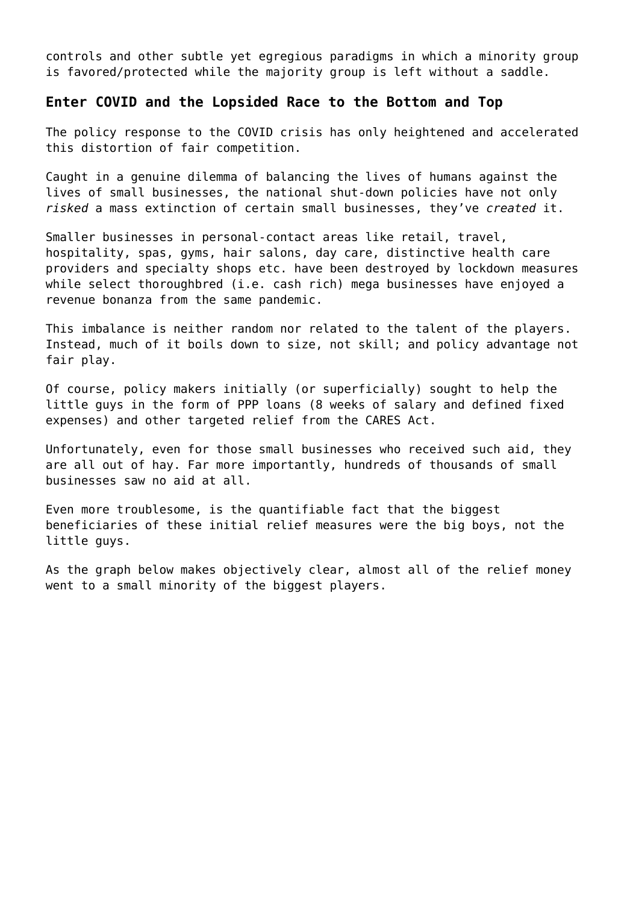controls and other subtle yet egregious paradigms in which a minority group is favored/protected while the majority group is left without a saddle.

## Enter COVID and the Lopsided Race to the Bottom and Top

The policy response to the COVID crisis has only heightened and accelerated this distortion of fair competition.

Caught in a genuine dilemma of balancing the lives of humans against the lives of small businesses, the national shut-down policies have not only *risked* a mass extinction of certain small businesses, they've *created* it.

Smaller businesses in personal-contact areas like retail, travel, hospitality, spas, gyms, hair salons, day care, distinctive health care providers and specialty shops etc. have been destroyed by lockdown measures while select thoroughbred (i.e. cash rich) mega businesses have enjoyed a revenue bonanza from the same pandemic.

This imbalance is neither random nor related to the talent of the players. Instead, much of it boils down to size, not skill; and policy advantage not fair play.

Of course, policy makers initially (or superficially) sought to help the little guys in the form of PPP loans (8 weeks of salary and defined fixed expenses) and other targeted relief from the CARES Act.

Unfortunately, even for those small businesses who received such aid, they are all out of hay. Far more importantly, hundreds of thousands of small businesses saw no aid at all.

Even more troublesome, is the quantifiable fact that the biggest beneficiaries of these initial relief measures were the big boys, not the little guys.

As the graph below makes objectively clear, almost all of the relief money went to a small minority of the biggest players.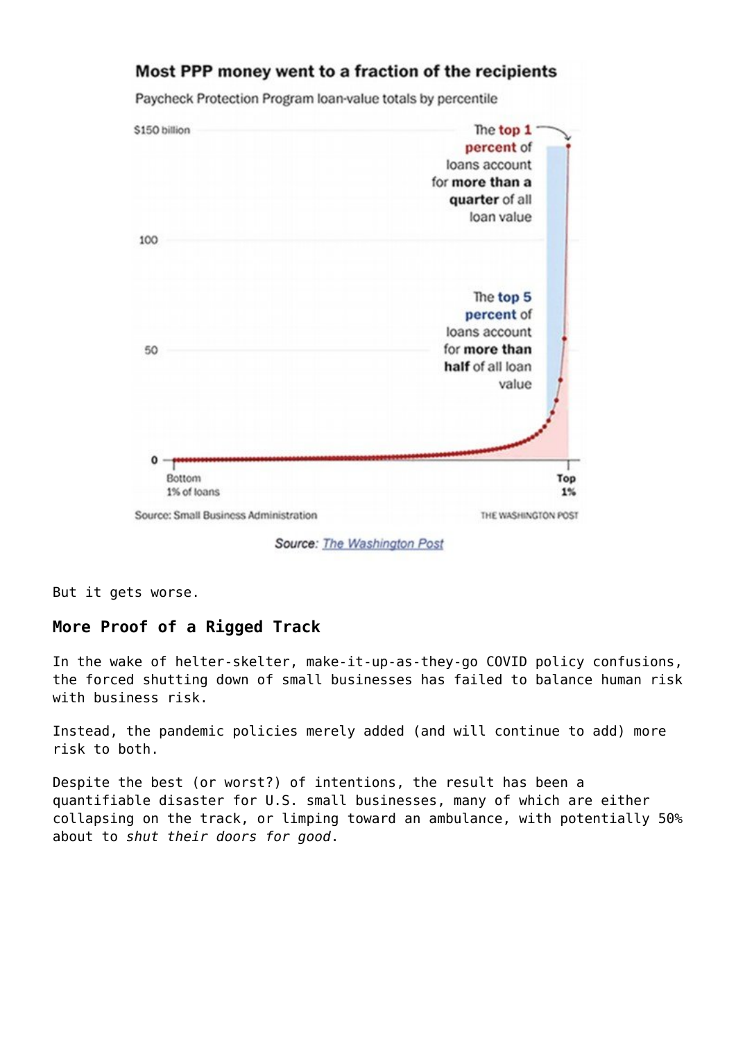**Most PPP money went to a fraction of the recipients**

Paycheck Protection Program loan-value totals by percentile

The **top 1 percent** of loans account for **more than a quarter** of all loan value

The **top 5 percent** of loans account for **more than half** of all loan value

Source: Small Business Administration

THE WASHINGTON POST

*Source:* The Washington Post

But it gets worse.

### More Proof of a Rigged Track

In the wake of helter-skelter, make-it-up-as-they-go COVID policy confusions, the forced shutting down of small businesses has failed to balance human risk with business risk.

Instead, the pandemic policies merely added (and will continue to add) more risk to both.

Despite the best (or worst?) of intentions, the result has been a quantifiable disaster for U.S. small businesses, many of which are either collapsing on the track, or limping toward an ambulance, with potentially 50% about to *shut their doors for good*.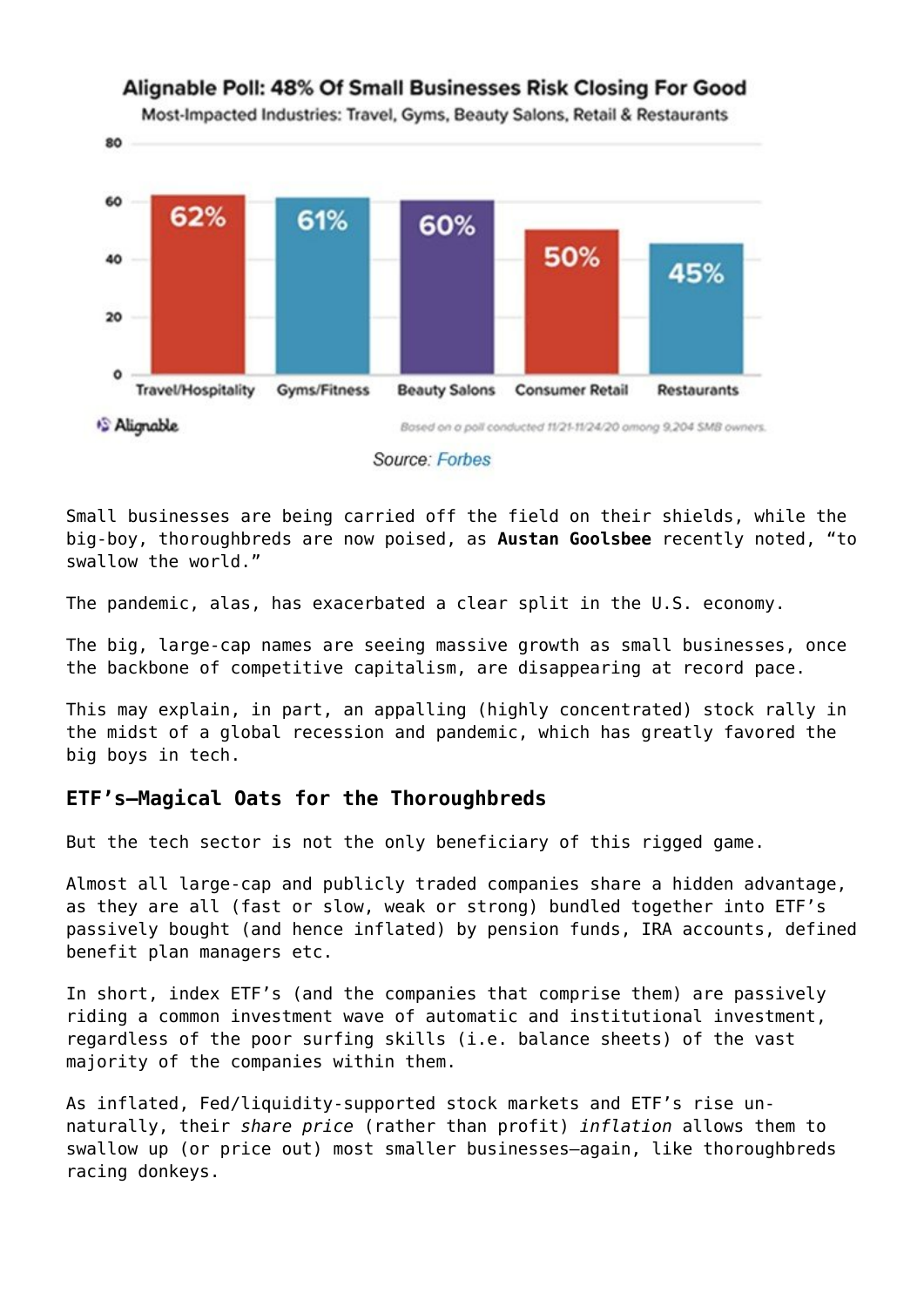**Alignable Poll: 48% Of Small Businesses Risk Closing For Good**

Most-Impacted Industries: Travel, Gyms, Beauty Salons, Retail & Restaurants

| Travel/Hospitality | Gyms/Fitness | Beauty Salons | Consumer Retail | Restaurants |
| --- | --- | --- | --- | --- |
| 62% | 61% | 60% | 50% | 45% |

Alignable — Based on a poll conducted 11/21-11/24/20 among 9,204 SMB owners.

Source: Forbes

Small businesses are being carried off the field on their shields, while the big-boy, thoroughbreds are now poised, as **Austan Goolsbee** recently noted, "to swallow the world."

The pandemic, alas, has exacerbated a clear split in the U.S. economy.

The big, large-cap names are seeing massive growth as small businesses, once the backbone of competitive capitalism, are disappearing at record pace.

This may explain, in part, an appalling (highly concentrated) stock rally in the midst of a global recession and pandemic, which has greatly favored the big boys in tech.

### ETF's—Magical Oats for the Thoroughbreds

But the tech sector is not the only beneficiary of this rigged game.

Almost all large-cap and publicly traded companies share a hidden advantage, as they are all (fast or slow, weak or strong) bundled together into ETF's passively bought (and hence inflated) by pension funds, IRA accounts, defined benefit plan managers etc.

In short, index ETF's (and the companies that comprise them) are passively riding a common investment wave of automatic and institutional investment, regardless of the poor surfing skills (i.e. balance sheets) of the vast majority of the companies within them.

As inflated, Fed/liquidity-supported stock markets and ETF's rise un-naturally, their *share price* (rather than profit) *inflation* allows them to swallow up (or price out) most smaller businesses—again, like thoroughbreds racing donkeys.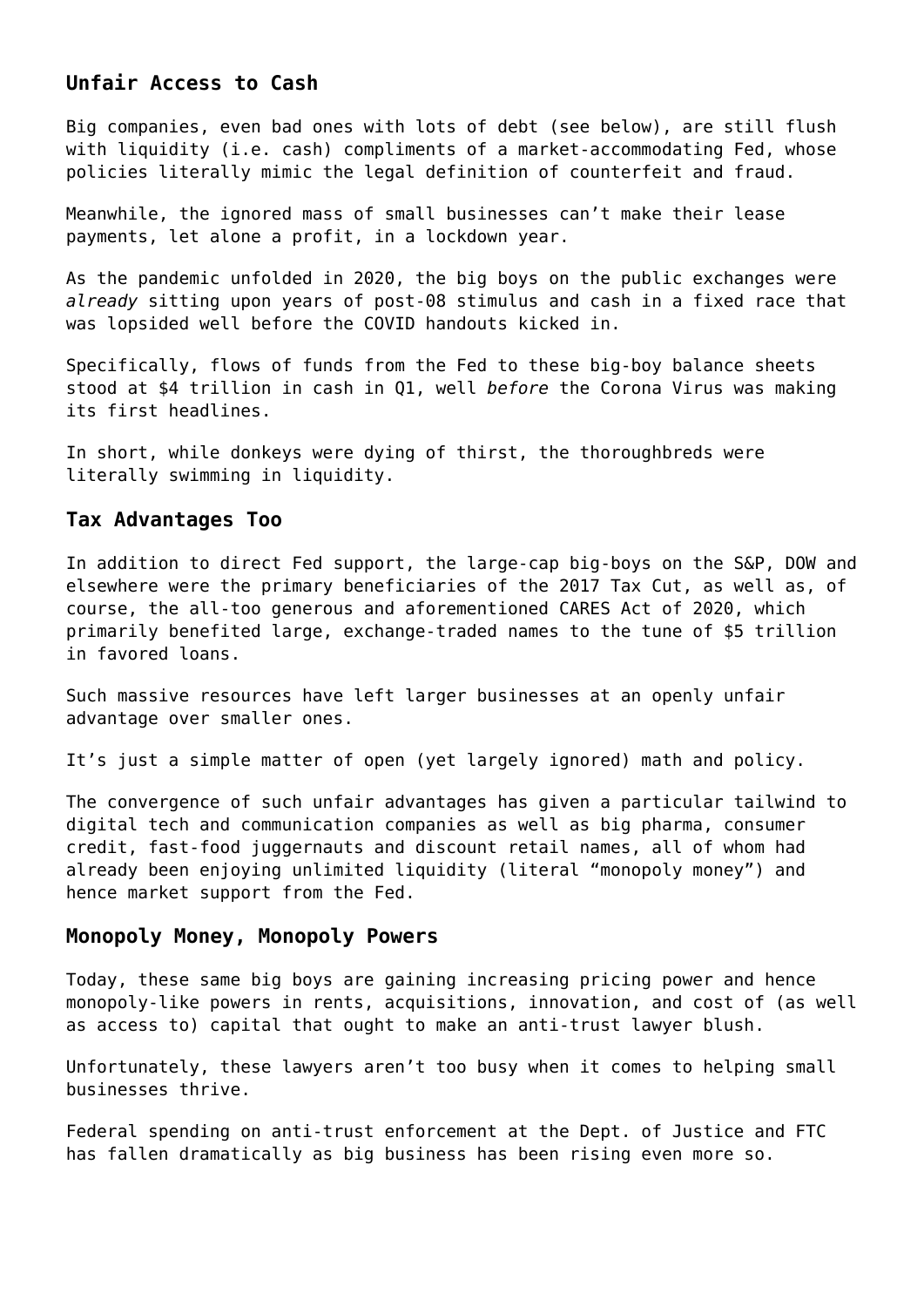## Unfair Access to Cash

Big companies, even bad ones with lots of debt (see below), are still flush with liquidity (i.e. cash) compliments of a market-accommodating Fed, whose policies literally mimic the legal definition of counterfeit and fraud.

Meanwhile, the ignored mass of small businesses can't make their lease payments, let alone a profit, in a lockdown year.

As the pandemic unfolded in 2020, the big boys on the public exchanges were *already* sitting upon years of post-08 stimulus and cash in a fixed race that was lopsided well before the COVID handouts kicked in.

Specifically, flows of funds from the Fed to these big-boy balance sheets stood at $4 trillion in cash in Q1, well *before* the Corona Virus was making its first headlines.

In short, while donkeys were dying of thirst, the thoroughbreds were literally swimming in liquidity.

## Tax Advantages Too

In addition to direct Fed support, the large-cap big-boys on the S&P, DOW and elsewhere were the primary beneficiaries of the 2017 Tax Cut, as well as, of course, the all-too generous and aforementioned CARES Act of 2020, which primarily benefited large, exchange-traded names to the tune of $5 trillion in favored loans.

Such massive resources have left larger businesses at an openly unfair advantage over smaller ones.

It's just a simple matter of open (yet largely ignored) math and policy.

The convergence of such unfair advantages has given a particular tailwind to digital tech and communication companies as well as big pharma, consumer credit, fast-food juggernauts and discount retail names, all of whom had already been enjoying unlimited liquidity (literal "monopoly money") and hence market support from the Fed.

## Monopoly Money, Monopoly Powers

Today, these same big boys are gaining increasing pricing power and hence monopoly-like powers in rents, acquisitions, innovation, and cost of (as well as access to) capital that ought to make an anti-trust lawyer blush.

Unfortunately, these lawyers aren't too busy when it comes to helping small businesses thrive.

Federal spending on anti-trust enforcement at the Dept. of Justice and FTC has fallen dramatically as big business has been rising even more so.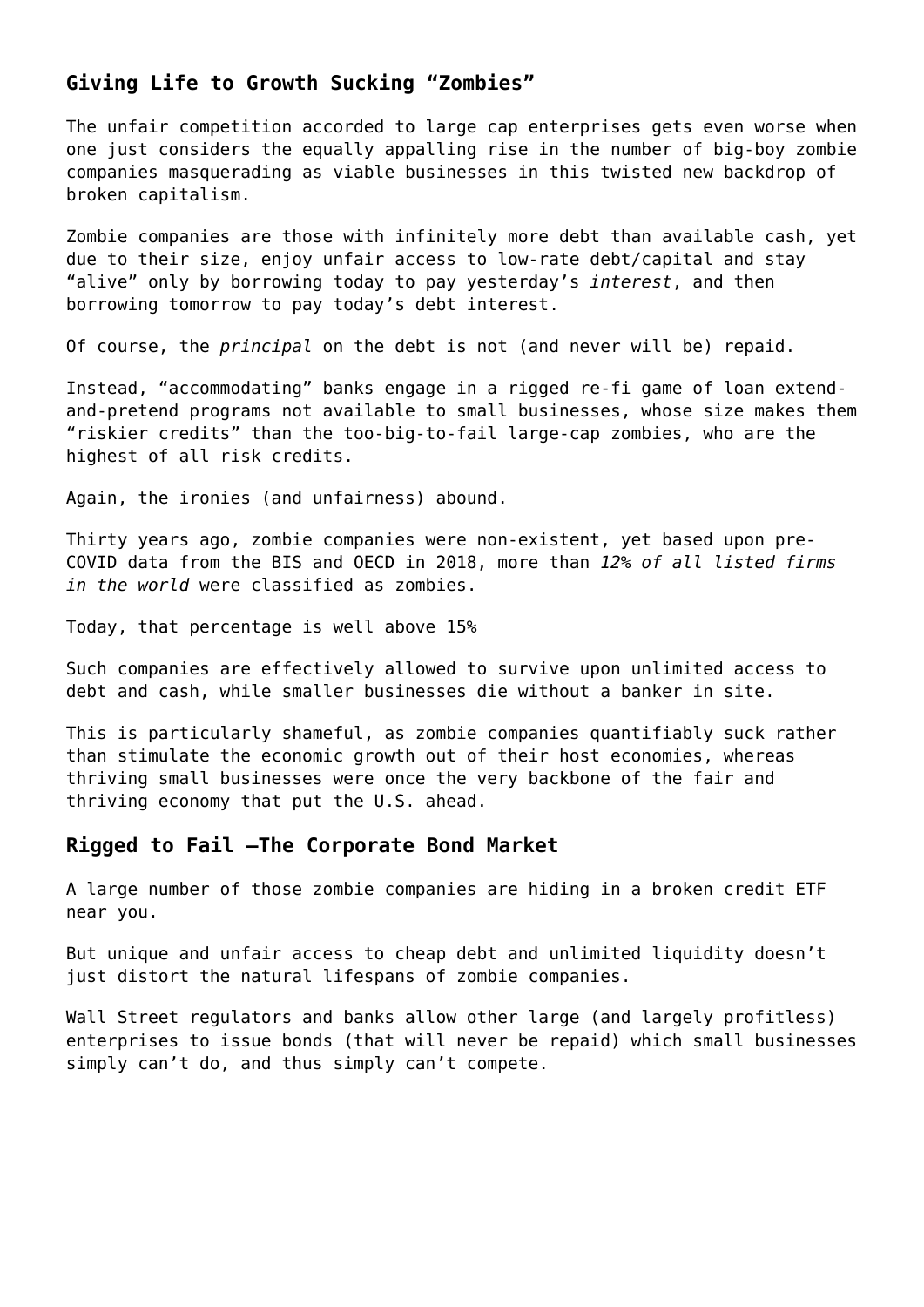## Giving Life to Growth Sucking “Zombies”

The unfair competition accorded to large cap enterprises gets even worse when one just considers the equally appalling rise in the number of big-boy zombie companies masquerading as viable businesses in this twisted new backdrop of broken capitalism.

Zombie companies are those with infinitely more debt than available cash, yet due to their size, enjoy unfair access to low-rate debt/capital and stay “alive” only by borrowing today to pay yesterday’s *interest*, and then borrowing tomorrow to pay today’s debt interest.

Of course, the *principal* on the debt is not (and never will be) repaid.

Instead, “accommodating” banks engage in a rigged re-fi game of loan extend-and-pretend programs not available to small businesses, whose size makes them “riskier credits” than the too-big-to-fail large-cap zombies, who are the highest of all risk credits.

Again, the ironies (and unfairness) abound.

Thirty years ago, zombie companies were non-existent, yet based upon pre-COVID data from the BIS and OECD in 2018, more than *12% of all listed firms in the world* were classified as zombies.

Today, that percentage is well above 15%

Such companies are effectively allowed to survive upon unlimited access to debt and cash, while smaller businesses die without a banker in site.

This is particularly shameful, as zombie companies quantifiably suck rather than stimulate the economic growth out of their host economies, whereas thriving small businesses were once the very backbone of the fair and thriving economy that put the U.S. ahead.

## Rigged to Fail –The Corporate Bond Market

A large number of those zombie companies are hiding in a broken credit ETF near you.

But unique and unfair access to cheap debt and unlimited liquidity doesn’t just distort the natural lifespans of zombie companies.

Wall Street regulators and banks allow other large (and largely profitless) enterprises to issue bonds (that will never be repaid) which small businesses simply can’t do, and thus simply can’t compete.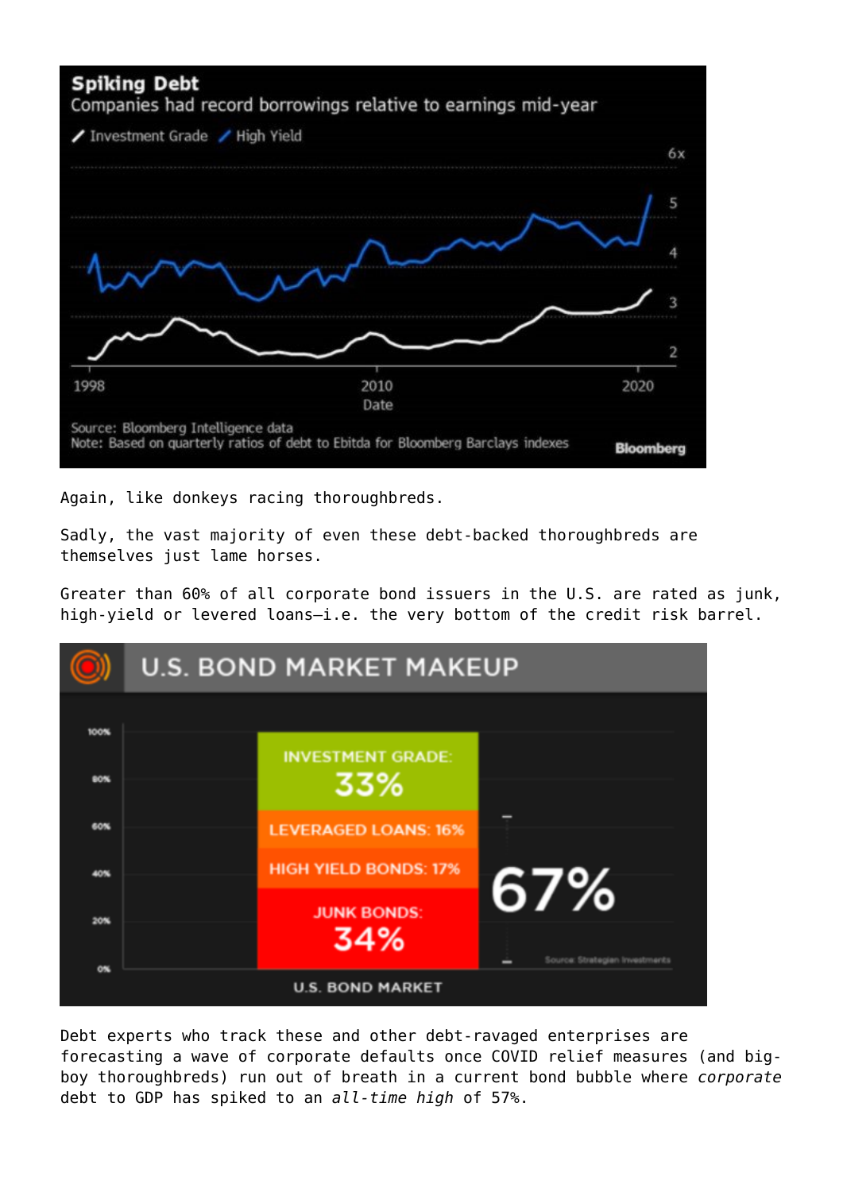Again, like donkeys racing thoroughbreds.

Sadly, the vast majority of even these debt-backed thoroughbreds are themselves just lame horses.

Greater than 60% of all corporate bond issuers in the U.S. are rated as junk, high-yield or levered loans—i.e. the very bottom of the credit risk barrel.

Debt experts who track these and other debt-ravaged enterprises are forecasting a wave of corporate defaults once COVID relief measures (and big-boy thoroughbreds) run out of breath in a current bond bubble where *corporate* debt to GDP has spiked to an *all-time high* of 57%.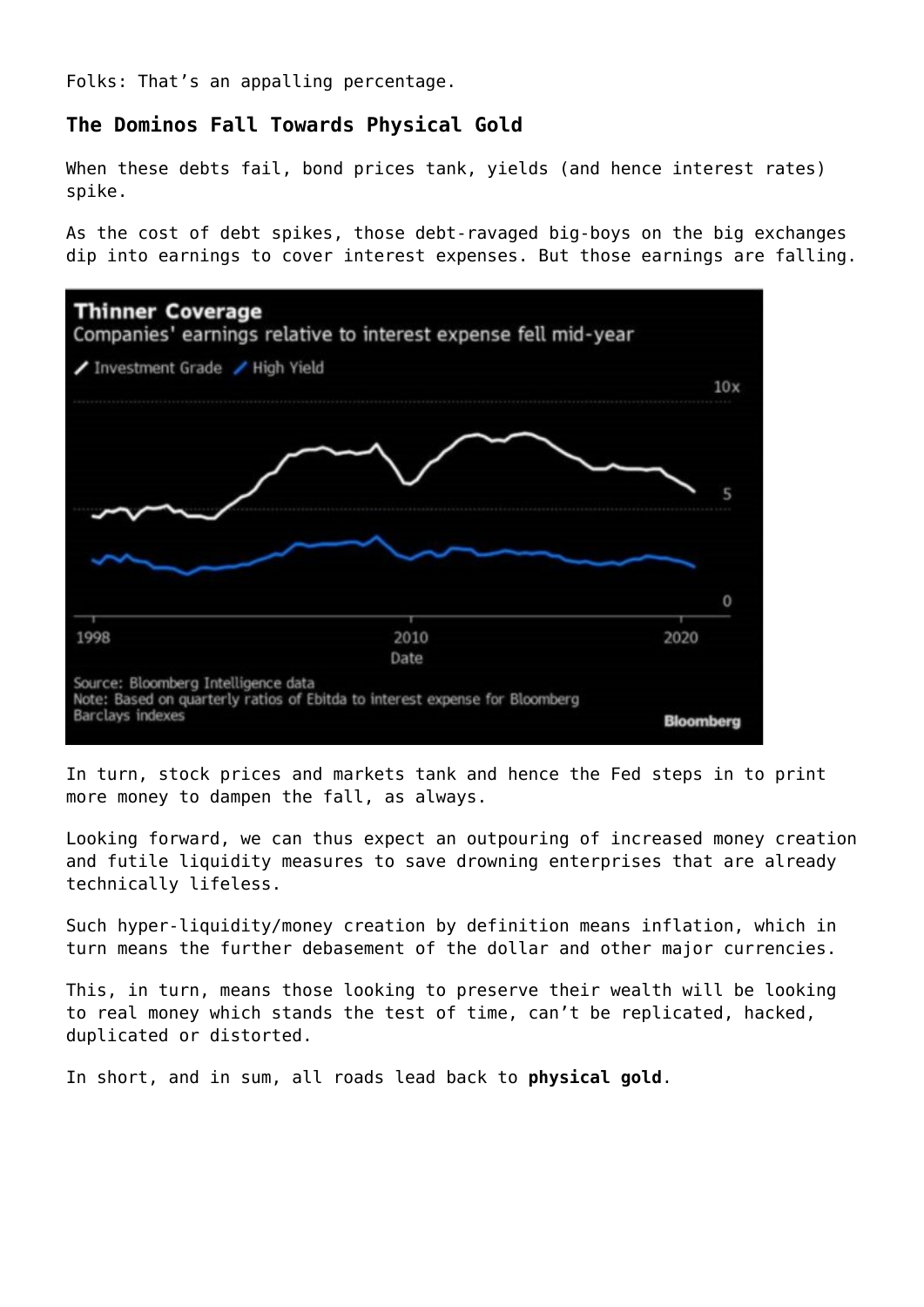Folks: That's an appalling percentage.

### The Dominos Fall Towards Physical Gold

When these debts fail, bond prices tank, yields (and hence interest rates) spike.

As the cost of debt spikes, those debt-ravaged big-boys on the big exchanges dip into earnings to cover interest expenses. But those earnings are falling.

Thinner Coverage

Companies' earnings relative to interest expense fell mid-year

Investment Grade  High Yield

10x

5

0

1998

2010

2020

Date

Source: Bloomberg Intelligence data

Note: Based on quarterly ratios of Ebitda to interest expense for Bloomberg Barclays indexes

Bloomberg

In turn, stock prices and markets tank and hence the Fed steps in to print more money to dampen the fall, as always.

Looking forward, we can thus expect an outpouring of increased money creation and futile liquidity measures to save drowning enterprises that are already technically lifeless.

Such hyper-liquidity/money creation by definition means inflation, which in turn means the further debasement of the dollar and other major currencies.

This, in turn, means those looking to preserve their wealth will be looking to real money which stands the test of time, can't be replicated, hacked, duplicated or distorted.

In short, and in sum, all roads lead back to **physical gold**.